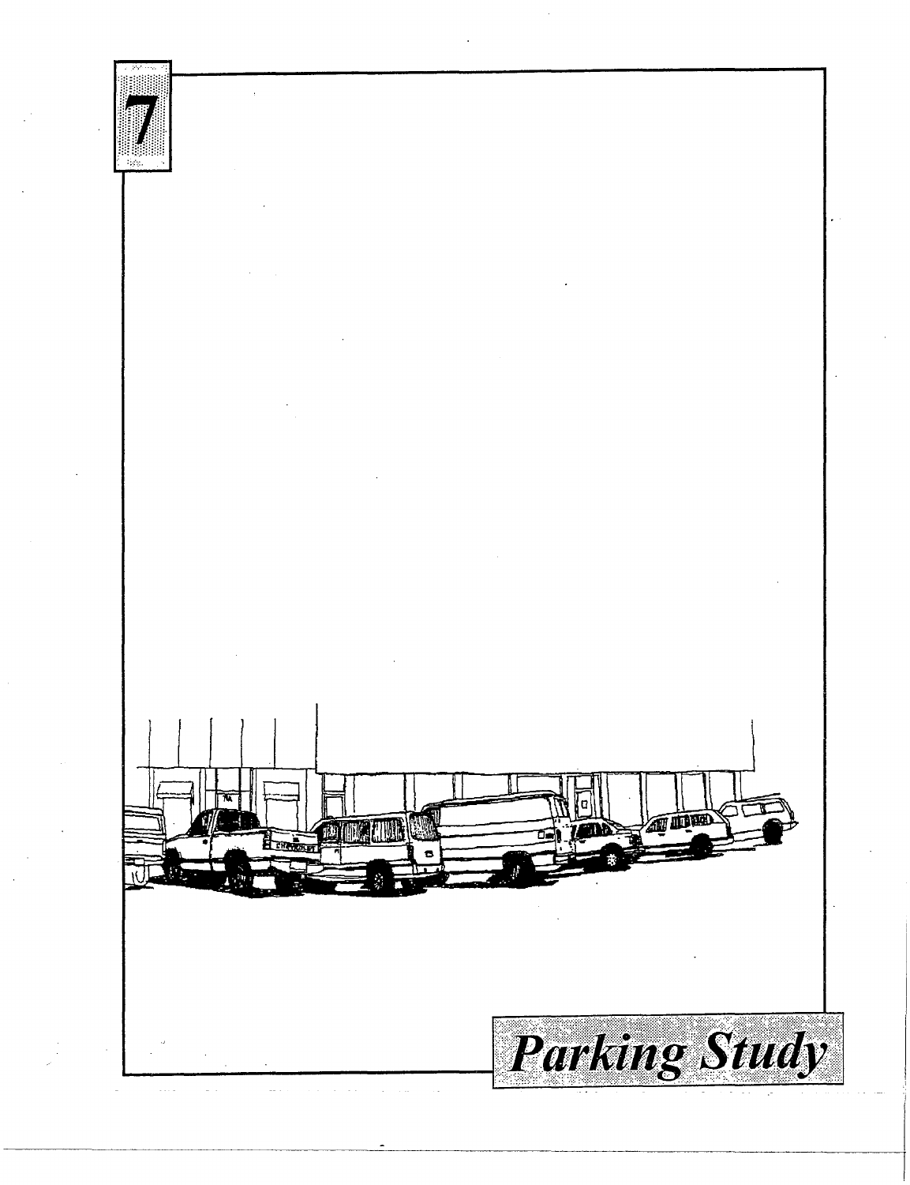# 7

# *Parking Study*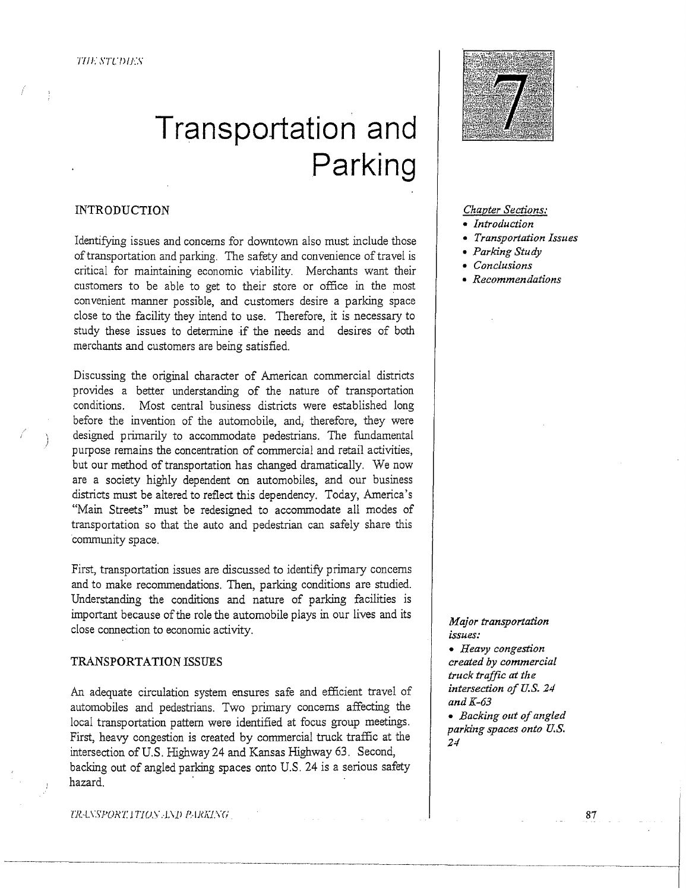# Transportation and Parking

7

*Chapter Sections:*
- *Introduction*
- *Transportation Issues*
- *Parking Study*
- *Conclusions*
- *Recommendations*

## INTRODUCTION

Identifying issues and concerns for downtown also must include those of transportation and parking. The safety and convenience of travel is critical for maintaining economic viability. Merchants want their customers to be able to get to their store or office in the most convenient manner possible, and customers desire a parking space close to the facility they intend to use. Therefore, it is necessary to study these issues to determine if the needs and desires of both merchants and customers are being satisfied.

Discussing the original character of American commercial districts provides a better understanding of the nature of transportation conditions. Most central business districts were established long before the invention of the automobile, and, therefore, they were designed primarily to accommodate pedestrians. The fundamental purpose remains the concentration of commercial and retail activities, but our method of transportation has changed dramatically. We now are a society highly dependent on automobiles, and our business districts must be altered to reflect this dependency. Today, America's "Main Streets" must be redesigned to accommodate all modes of transportation so that the auto and pedestrian can safely share this community space.

First, transportation issues are discussed to identify primary concerns and to make recommendations. Then, parking conditions are studied. Understanding the conditions and nature of parking facilities is important because of the role the automobile plays in our lives and its close connection to economic activity.

*Major transportation issues:*
- *Heavy congestion created by commercial truck traffic at the intersection of U.S. 24 and K-63*
- *Backing out of angled parking spaces onto U.S. 24*

## TRANSPORTATION ISSUES

An adequate circulation system ensures safe and efficient travel of automobiles and pedestrians. Two primary concerns affecting the local transportation pattern were identified at focus group meetings. First, heavy congestion is created by commercial truck traffic at the intersection of U.S. Highway 24 and Kansas Highway 63. Second, backing out of angled parking spaces onto U.S. 24 is a serious safety hazard.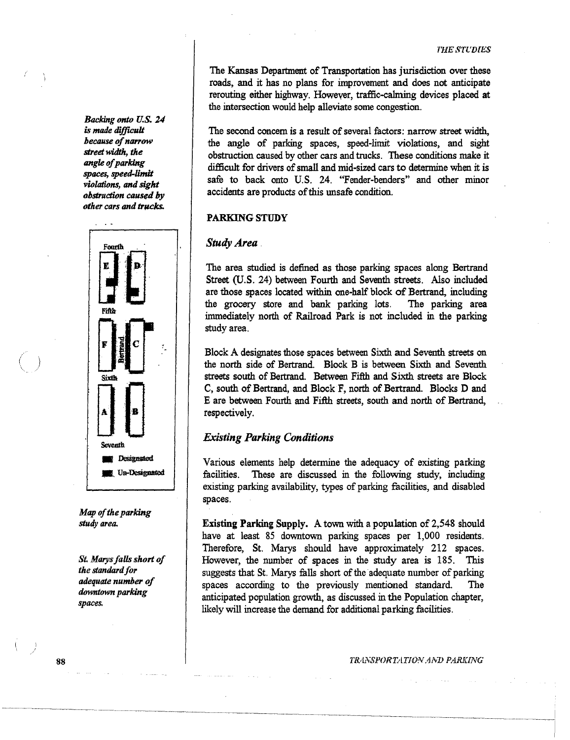The Kansas Department of Transportation has jurisdiction over these roads, and it has no plans for improvement and does not anticipate rerouting either highway. However, traffic-calming devices placed at the intersection would help alleviate some congestion.

*Backing onto U.S. 24 is made difficult because of narrow street width, the angle of parking spaces, speed-limit violations, and sight obstruction caused by other cars and trucks.*

The second concern is a result of several factors: narrow street width, the angle of parking spaces, speed-limit violations, and sight obstruction caused by other cars and trucks. These conditions make it difficult for drivers of small and mid-sized cars to determine when it is safe to back onto U.S. 24. "Fender-benders" and other minor accidents are products of this unsafe condition.

## PARKING STUDY

### Study Area

The area studied is defined as those parking spaces along Bertrand Street (U.S. 24) between Fourth and Seventh streets. Also included are those spaces located within one-half block of Bertrand, including the grocery store and bank parking lots. The parking area immediately north of Railroad Park is not included in the parking study area.

Block A designates those spaces between Sixth and Seventh streets on the north side of Bertrand. Block B is between Sixth and Seventh streets south of Bertrand. Between Fifth and Sixth streets are Block C, south of Bertrand, and Block F, north of Bertrand. Blocks D and E are between Fourth and Fifth streets, south and north of Bertrand, respectively.

Fourth Fifth Sixth Seventh Bertrand E D F C A B

Designated
Un-Designated

*Map of the parking study area.*

### Existing Parking Conditions

Various elements help determine the adequacy of existing parking facilities. These are discussed in the following study, including existing parking availability, types of parking facilities, and disabled spaces.

*St. Marys falls short of the standard for adequate number of downtown parking spaces.*

**Existing Parking Supply.** A town with a population of 2,548 should have at least 85 downtown parking spaces per 1,000 residents. Therefore, St. Marys should have approximately 212 spaces. However, the number of spaces in the study area is 185. This suggests that St. Marys falls short of the adequate number of parking spaces according to the previously mentioned standard. The anticipated population growth, as discussed in the Population chapter, likely will increase the demand for additional parking facilities.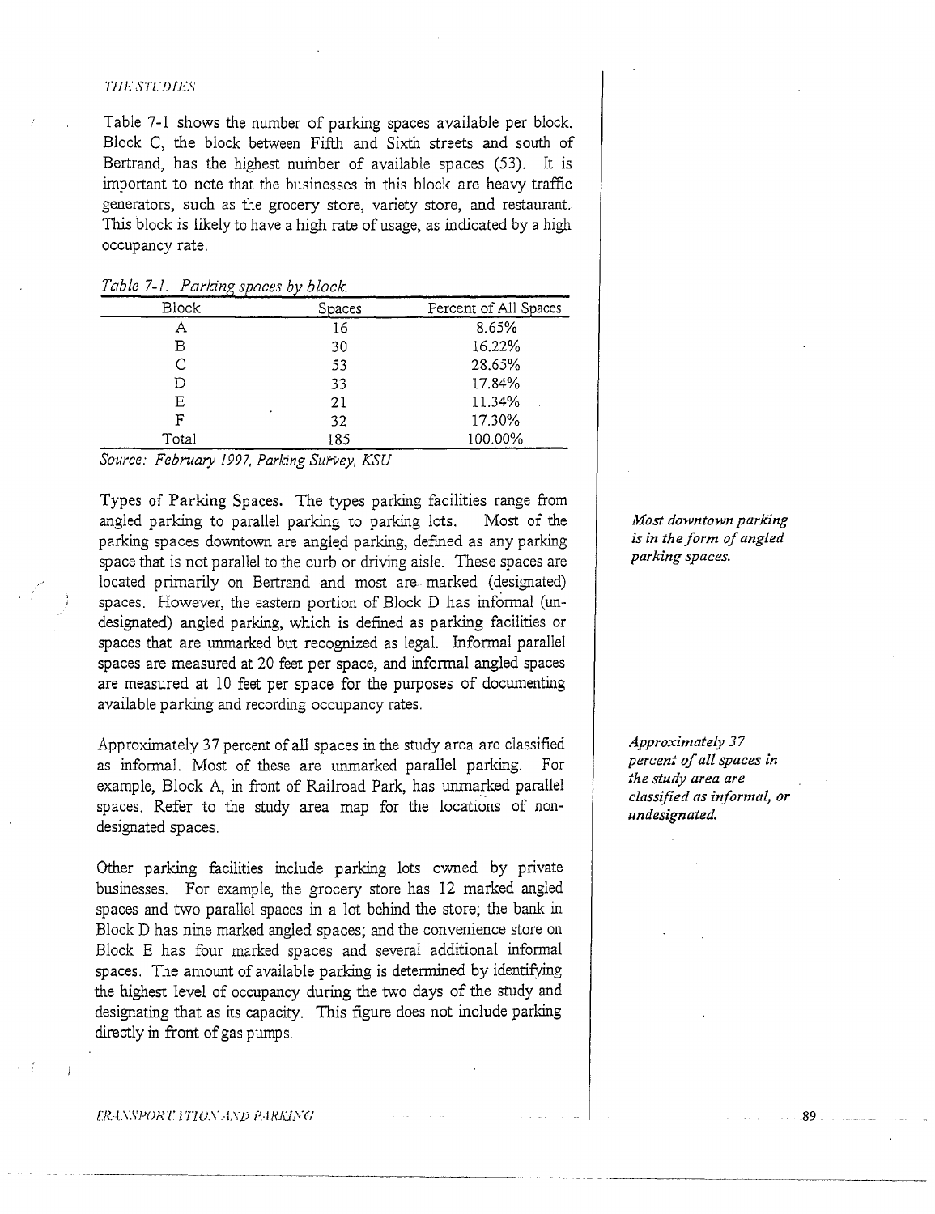Table 7-1 shows the number of parking spaces available per block. Block C, the block between Fifth and Sixth streets and south of Bertrand, has the highest number of available spaces (53). It is important to note that the businesses in this block are heavy traffic generators, such as the grocery store, variety store, and restaurant. This block is likely to have a high rate of usage, as indicated by a high occupancy rate.

*Table 7-1. Parking spaces by block.*

| Block | Spaces | Percent of All Spaces |
|---|---|---|
| A | 16 | 8.65% |
| B | 30 | 16.22% |
| C | 53 | 28.65% |
| D | 33 | 17.84% |
| E | 21 | 11.34% |
| F | 32 | 17.30% |
| Total | 185 | 100.00% |

*Source: February 1997, Parking Survey, KSU*

**Types of Parking Spaces.** The types parking facilities range from angled parking to parallel parking to parking lots. Most of the parking spaces downtown are angled parking, defined as any parking space that is not parallel to the curb or driving aisle. These spaces are located primarily on Bertrand and most are marked (designated) spaces. However, the eastern portion of Block D has informal (undesignated) angled parking, which is defined as parking facilities or spaces that are unmarked but recognized as legal. Informal parallel spaces are measured at 20 feet per space, and informal angled spaces are measured at 10 feet per space for the purposes of documenting available parking and recording occupancy rates.

*Most downtown parking is in the form of angled parking spaces.*

Approximately 37 percent of all spaces in the study area are classified as informal. Most of these are unmarked parallel parking. For example, Block A, in front of Railroad Park, has unmarked parallel spaces. Refer to the study area map for the locations of non-designated spaces.

*Approximately 37 percent of all spaces in the study area are classified as informal, or undesignated.*

Other parking facilities include parking lots owned by private businesses. For example, the grocery store has 12 marked angled spaces and two parallel spaces in a lot behind the store; the bank in Block D has nine marked angled spaces; and the convenience store on Block E has four marked spaces and several additional informal spaces. The amount of available parking is determined by identifying the highest level of occupancy during the two days of the study and designating that as its capacity. This figure does not include parking directly in front of gas pumps.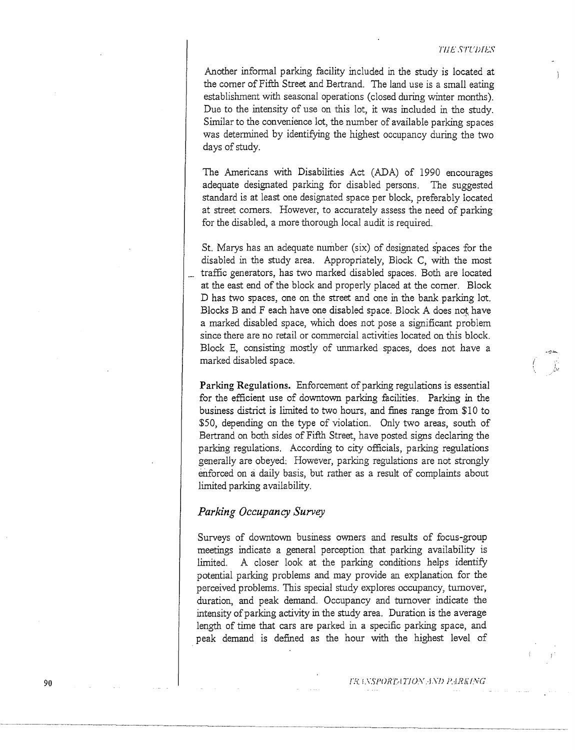Another informal parking facility included in the study is located at the corner of Fifth Street and Bertrand. The land use is a small eating establishment with seasonal operations (closed during winter months). Due to the intensity of use on this lot, it was included in the study. Similar to the convenience lot, the number of available parking spaces was determined by identifying the highest occupancy during the two days of study.

The Americans with Disabilities Act (ADA) of 1990 encourages adequate designated parking for disabled persons. The suggested standard is at least one designated space per block, preferably located at street corners. However, to accurately assess the need of parking for the disabled, a more thorough local audit is required.

St. Marys has an adequate number (six) of designated spaces for the disabled in the study area. Appropriately, Block C, with the most traffic generators, has two marked disabled spaces. Both are located at the east end of the block and properly placed at the corner. Block D has two spaces, one on the street and one in the bank parking lot. Blocks B and F each have one disabled space. Block A does not have a marked disabled space, which does not pose a significant problem since there are no retail or commercial activities located on this block. Block E, consisting mostly of unmarked spaces, does not have a marked disabled space.

**Parking Regulations.** Enforcement of parking regulations is essential for the efficient use of downtown parking facilities. Parking in the business district is limited to two hours, and fines range from $10 to $50, depending on the type of violation. Only two areas, south of Bertrand on both sides of Fifth Street, have posted signs declaring the parking regulations. According to city officials, parking regulations generally are obeyed. However, parking regulations are not strongly enforced on a daily basis, but rather as a result of complaints about limited parking availability.

### *Parking Occupancy Survey*

Surveys of downtown business owners and results of focus-group meetings indicate a general perception that parking availability is limited. A closer look at the parking conditions helps identify potential parking problems and may provide an explanation for the perceived problems. This special study explores occupancy, turnover, duration, and peak demand. Occupancy and turnover indicate the intensity of parking activity in the study area. Duration is the average length of time that cars are parked in a specific parking space, and peak demand is defined as the hour with the highest level of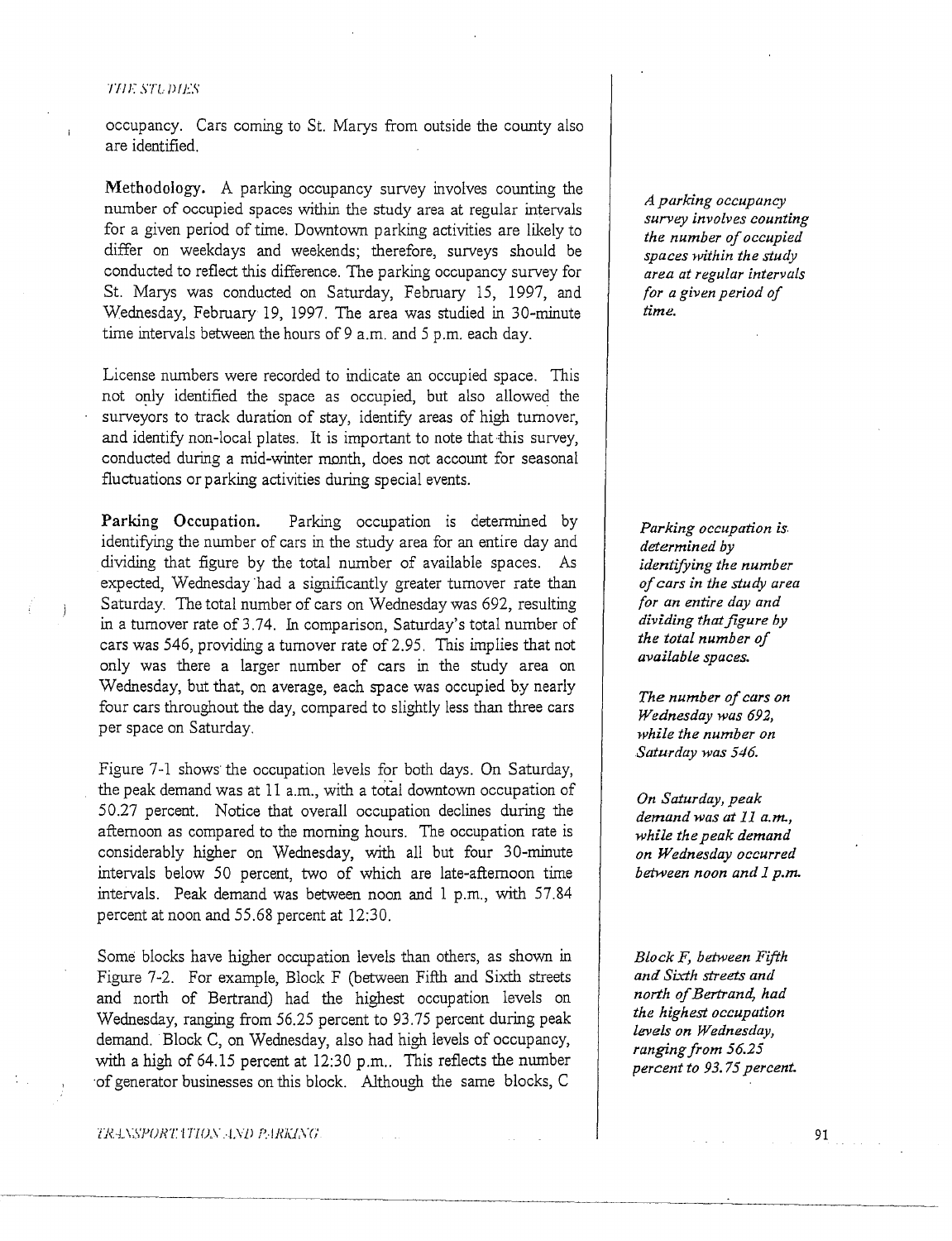occupancy. Cars coming to St. Marys from outside the county also are identified.

**Methodology.** A parking occupancy survey involves counting the number of occupied spaces within the study area at regular intervals for a given period of time. Downtown parking activities are likely to differ on weekdays and weekends; therefore, surveys should be conducted to reflect this difference. The parking occupancy survey for St. Marys was conducted on Saturday, February 15, 1997, and Wednesday, February 19, 1997. The area was studied in 30-minute time intervals between the hours of 9 a.m. and 5 p.m. each day.

*A parking occupancy survey involves counting the number of occupied spaces within the study area at regular intervals for a given period of time.*

License numbers were recorded to indicate an occupied space. This not only identified the space as occupied, but also allowed the surveyors to track duration of stay, identify areas of high turnover, and identify non-local plates. It is important to note that this survey, conducted during a mid-winter month, does not account for seasonal fluctuations or parking activities during special events.

**Parking Occupation.** Parking occupation is determined by identifying the number of cars in the study area for an entire day and dividing that figure by the total number of available spaces. As expected, Wednesday had a significantly greater turnover rate than Saturday. The total number of cars on Wednesday was 692, resulting in a turnover rate of 3.74. In comparison, Saturday's total number of cars was 546, providing a turnover rate of 2.95. This implies that not only was there a larger number of cars in the study area on Wednesday, but that, on average, each space was occupied by nearly four cars throughout the day, compared to slightly less than three cars per space on Saturday.

*Parking occupation is determined by identifying the number of cars in the study area for an entire day and dividing that figure by the total number of available spaces.*

*The number of cars on Wednesday was 692, while the number on Saturday was 546.*

Figure 7-1 shows the occupation levels for both days. On Saturday, the peak demand was at 11 a.m., with a total downtown occupation of 50.27 percent. Notice that overall occupation declines during the afternoon as compared to the morning hours. The occupation rate is considerably higher on Wednesday, with all but four 30-minute intervals below 50 percent, two of which are late-afternoon time intervals. Peak demand was between noon and 1 p.m., with 57.84 percent at noon and 55.68 percent at 12:30.

*On Saturday, peak demand was at 11 a.m., while the peak demand on Wednesday occurred between noon and 1 p.m.*

Some blocks have higher occupation levels than others, as shown in Figure 7-2. For example, Block F (between Fifth and Sixth streets and north of Bertrand) had the highest occupation levels on Wednesday, ranging from 56.25 percent to 93.75 percent during peak demand. Block C, on Wednesday, also had high levels of occupancy, with a high of 64.15 percent at 12:30 p.m.. This reflects the number of generator businesses on this block. Although the same blocks, C

*Block F, between Fifth and Sixth streets and north of Bertrand, had the highest occupation levels on Wednesday, ranging from 56.25 percent to 93.75 percent.*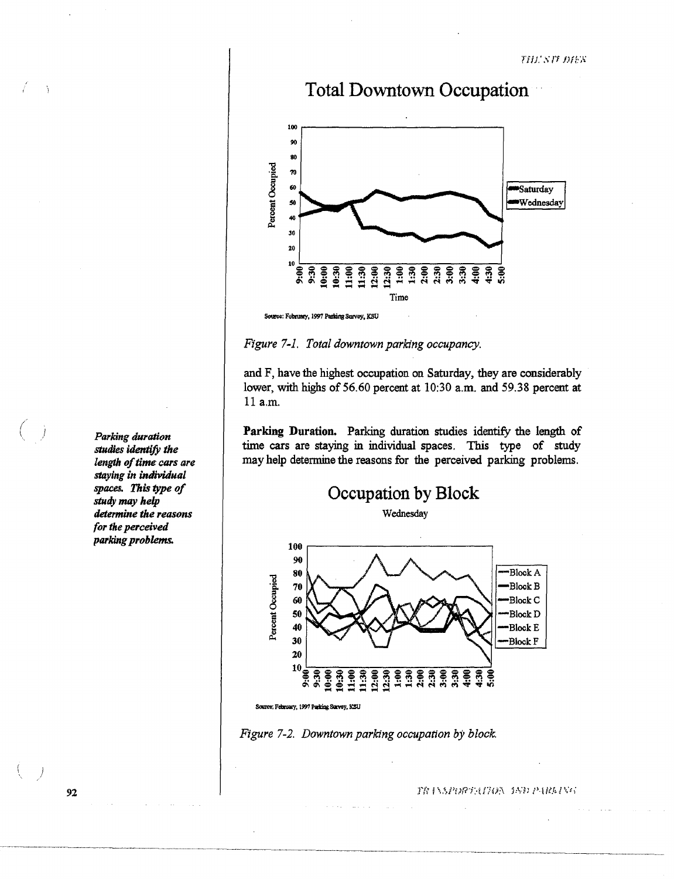Total Downtown Occupation

Source: February, 1997 Parking Survey, KSU

*Figure 7-1. Total downtown parking occupancy.*

and F, have the highest occupation on Saturday, they are considerably lower, with highs of 56.60 percent at 10:30 a.m. and 59.38 percent at 11 a.m.

***Parking duration studies identify the length of time cars are staying in individual spaces. This type of study may help determine the reasons for the perceived parking problems.***

**Parking Duration.** Parking duration studies identify the length of time cars are staying in individual spaces. This type of study may help determine the reasons for the perceived parking problems.

Occupation by Block

Wednesday

Source: February, 1997 Parking Survey, KSU

*Figure 7-2. Downtown parking occupation by block.*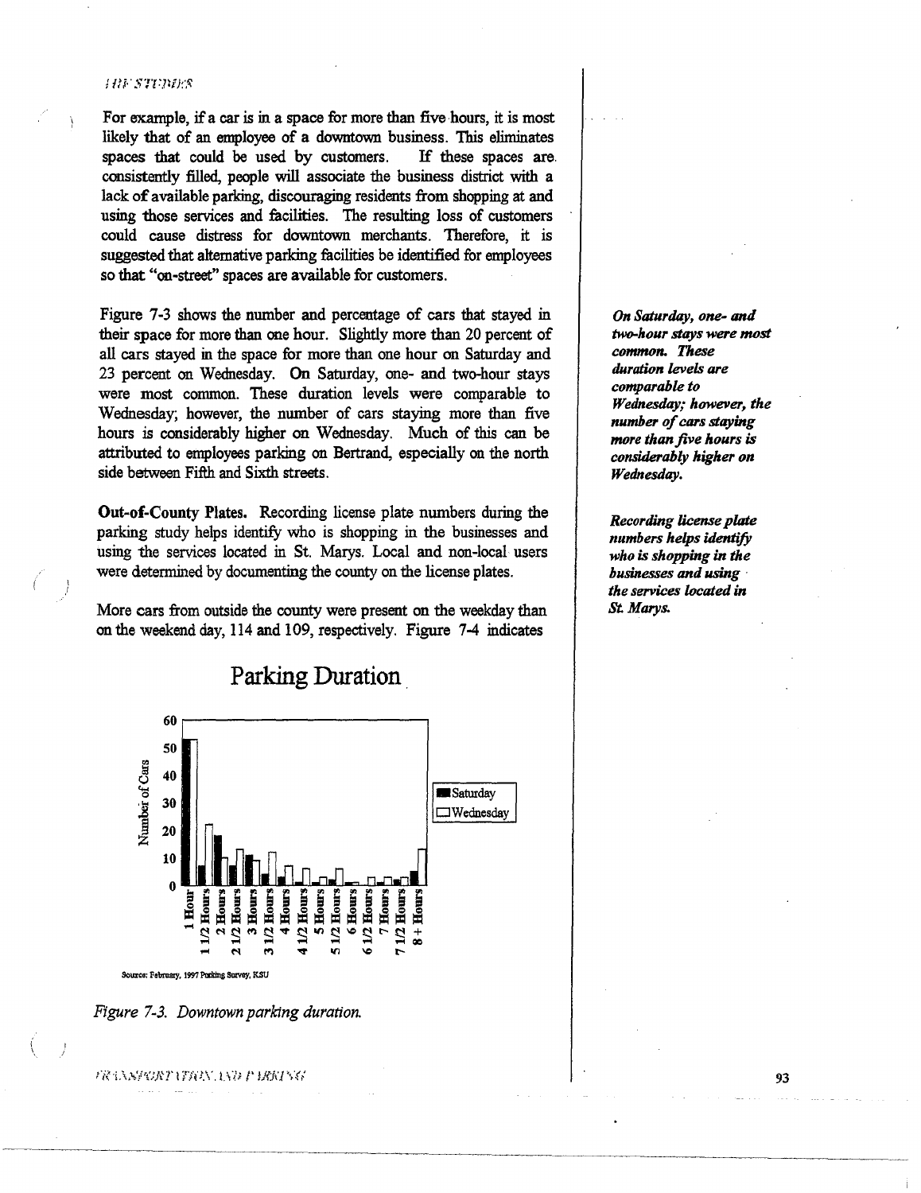For example, if a car is in a space for more than five hours, it is most likely that of an employee of a downtown business. This eliminates spaces that could be used by customers. If these spaces are consistently filled, people will associate the business district with a lack of available parking, discouraging residents from shopping at and using those services and facilities. The resulting loss of customers could cause distress for downtown merchants. Therefore, it is suggested that alternative parking facilities be identified for employees so that "on-street" spaces are available for customers.

Figure 7-3 shows the number and percentage of cars that stayed in their space for more than one hour. Slightly more than 20 percent of all cars stayed in the space for more than one hour on Saturday and 23 percent on Wednesday. On Saturday, one- and two-hour stays were most common. These duration levels were comparable to Wednesday; however, the number of cars staying more than five hours is considerably higher on Wednesday. Much of this can be attributed to employees parking on Bertrand, especially on the north side between Fifth and Sixth streets.

*On Saturday, one- and two-hour stays were most common. These duration levels are comparable to Wednesday; however, the number of cars staying more than five hours is considerably higher on Wednesday.*

**Out-of-County Plates.** Recording license plate numbers during the parking study helps identify who is shopping in the businesses and using the services located in St. Marys. Local and non-local users were determined by documenting the county on the license plates.

*Recording license plate numbers helps identify who is shopping in the businesses and using the services located in St. Marys.*

More cars from outside the county were present on the weekday than on the weekend day, 114 and 109, respectively. Figure 7-4 indicates

## Parking Duration

Number of Cars (0–60); categories: 1 Hour, 1 1/2 Hours, 2 Hours, 2 1/2 Hours, 3 Hours, 3 1/2 Hours, 4 Hours, 4 1/2 Hours, 5 Hours, 5 1/2 Hours, 6 Hours, 6 1/2 Hours, 7 Hours, 7 1/2 Hours, 8+ Hours

■ Saturday
□ Wednesday

Source: February, 1997 Parking Survey, KSU

*Figure 7-3. Downtown parking duration.*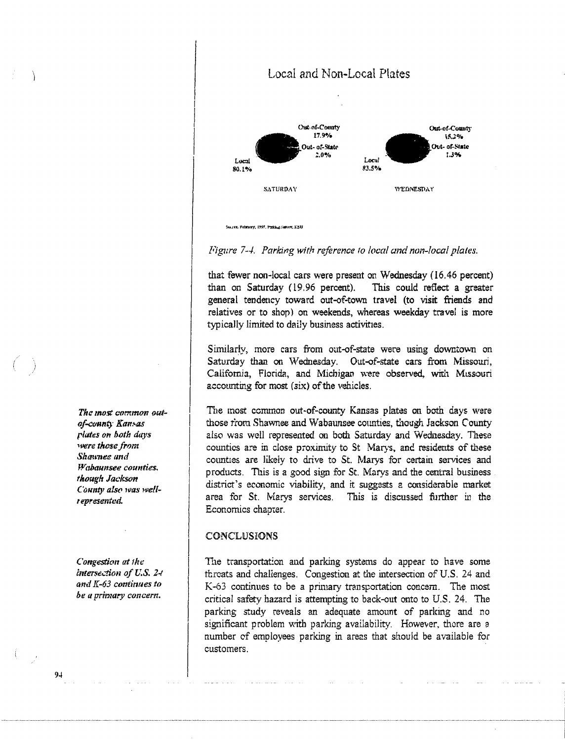## Local and Non-Local Plates

Out-of-County 17.9%
Out- of-State 2.0%
Local 80.1%

SATURDAY

Out-of-County 15.2%
Out- of-State 1.3%
Local 83.5%

WEDNESDAY

Source: February, 1997, Parking Survey, KSU

*Figure 7-4. Parking with reference to local and non-local plates.*

that fewer non-local cars were present on Wednesday (16.46 percent) than on Saturday (19.96 percent). This could reflect a greater general tendency toward out-of-town travel (to visit friends and relatives or to shop) on weekends, whereas weekday travel is more typically limited to daily business activities.

Similarly, more cars from out-of-state were using downtown on Saturday than on Wednesday. Out-of-state cars from Missouri, California, Florida, and Michigan were observed, with Missouri accounting for most (six) of the vehicles.

***The most common out-of-county Kansas plates on both days were those from Shawnee and Wabaunsee counties, though Jackson County also was well-represented.***

The most common out-of-county Kansas plates on both days were those from Shawnee and Wabaunsee counties, though Jackson County also was well represented on both Saturday and Wednesday. These counties are in close proximity to St Marys, and residents of these counties are likely to drive to St. Marys for certain services and products. This is a good sign for St. Marys and the central business district's economic viability, and it suggests a considerable market area for St. Marys services. This is discussed further in the Economics chapter.

### CONCLUSIONS

***Congestion at the intersection of U.S. 24 and K-63 continues to be a primary concern.***

The transportation and parking systems do appear to have some threats and challenges. Congestion at the intersection of U.S. 24 and K-63 continues to be a primary transportation concern. The most critical safety hazard is attempting to back-out onto to U.S. 24. The parking study reveals an adequate amount of parking and no significant problem with parking availability. However, there are a number of employees parking in areas that should be available for customers.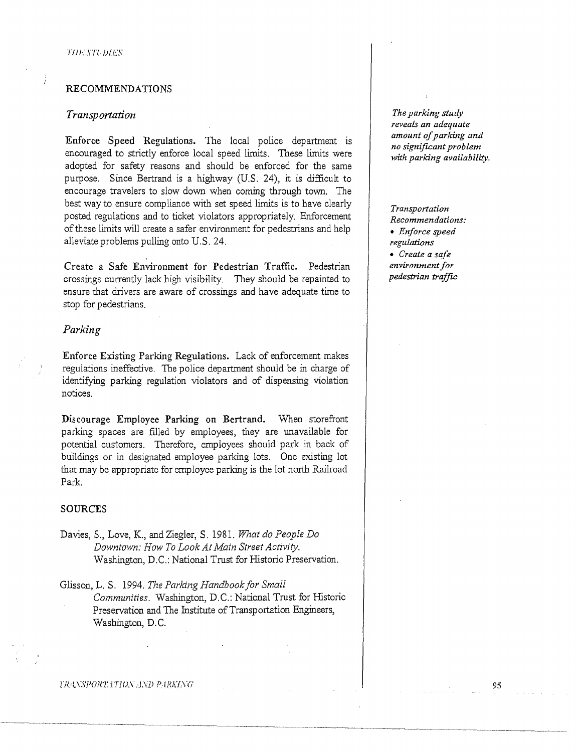## RECOMMENDATIONS

### *Transportation*

*The parking study reveals an adequate amount of parking and no significant problem with parking availability.*

**Enforce Speed Regulations.** The local police department is encouraged to strictly enforce local speed limits. These limits were adopted for safety reasons and should be enforced for the same purpose. Since Bertrand is a highway (U.S. 24), it is difficult to encourage travelers to slow down when coming through town. The best way to ensure compliance with set speed limits is to have clearly posted regulations and to ticket violators appropriately. Enforcement of these limits will create a safer environment for pedestrians and help alleviate problems pulling onto U.S. 24.

*Transportation Recommendations:*
- *Enforce speed regulations*
- *Create a safe environment for pedestrian traffic*

**Create a Safe Environment for Pedestrian Traffic.** Pedestrian crossings currently lack high visibility. They should be repainted to ensure that drivers are aware of crossings and have adequate time to stop for pedestrians.

### *Parking*

**Enforce Existing Parking Regulations.** Lack of enforcement makes regulations ineffective. The police department should be in charge of identifying parking regulation violators and of dispensing violation notices.

**Discourage Employee Parking on Bertrand.** When storefront parking spaces are filled by employees, they are unavailable for potential customers. Therefore, employees should park in back of buildings or in designated employee parking lots. One existing lot that may be appropriate for employee parking is the lot north Railroad Park.

## SOURCES

Davies, S., Love, K., and Ziegler, S. 1981. *What do People Do Downtown: How To Look At Main Street Activity*. Washington, D.C.: National Trust for Historic Preservation.

Glisson, L. S. 1994. *The Parking Handbook for Small Communities*. Washington, D.C.: National Trust for Historic Preservation and The Institute of Transportation Engineers, Washington, D.C.